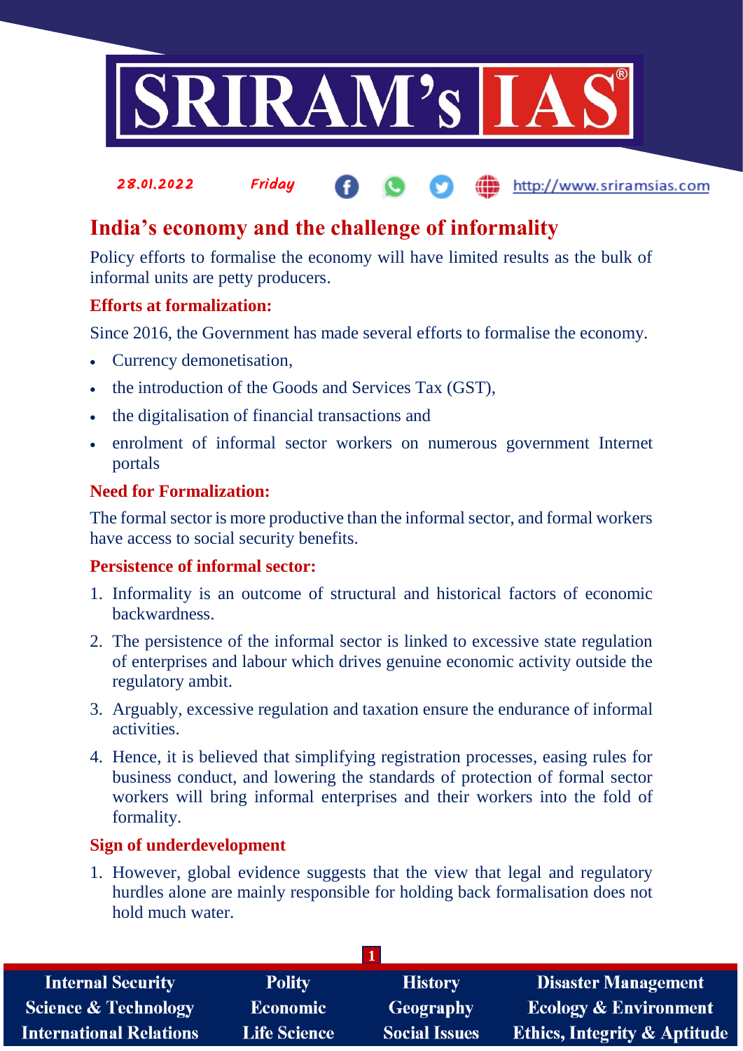28.01.2022 Friday

# India's economy and the challenge of informality

Policy efforts to formalise the economy will have limited results as the bulk of informal units are petty producers.

## Efforts at formalization:

Since 2016, the Government has made several efforts to formalise the economy.

- Currency demonetisation,
- the introduction of the Goods and Services Tax (GST),
- the digitalisation of financial transactions and
- enrolment of informal sector workers on numerous government Internet portals

## Need for Formalization:

The formal sector is more productive than the informal sector, and formal workers have access to social security benefits.

## Persistence of informal sector:

1. Informality is an outcome of structural and historical factors of economic backwardness.
2. The persistence of the informal sector is linked to excessive state regulation of enterprises and labour which drives genuine economic activity outside the regulatory ambit.
3. Arguably, excessive regulation and taxation ensure the endurance of informal activities.
4. Hence, it is believed that simplifying registration processes, easing rules for business conduct, and lowering the standards of protection of formal sector workers will bring informal enterprises and their workers into the fold of formality.

## Sign of underdevelopment

1. However, global evidence suggests that the view that legal and regulatory hurdles alone are mainly responsible for holding back formalisation does not hold much water.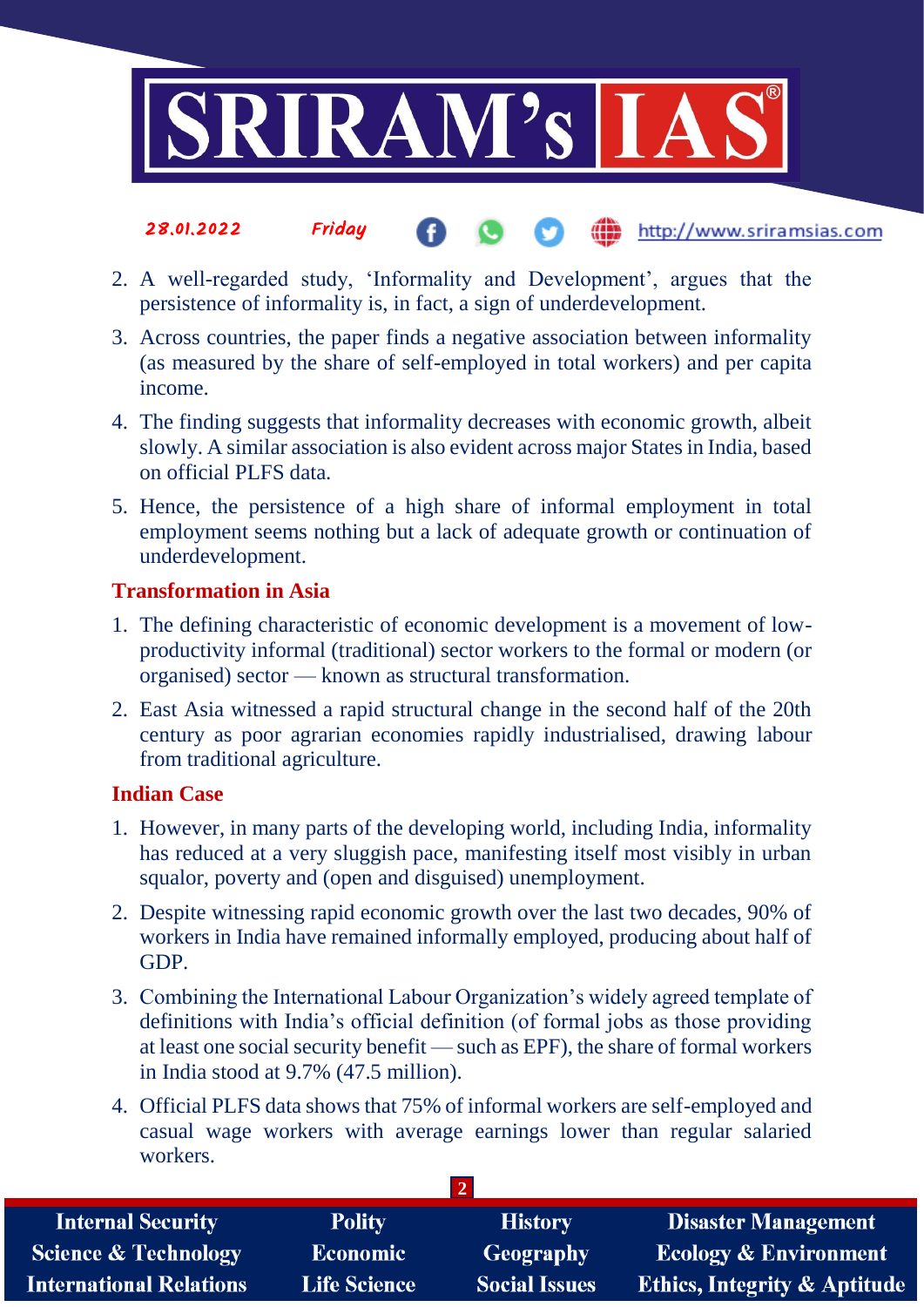2. A well-regarded study, 'Informality and Development', argues that the persistence of informality is, in fact, a sign of underdevelopment.
3. Across countries, the paper finds a negative association between informality (as measured by the share of self-employed in total workers) and per capita income.
4. The finding suggests that informality decreases with economic growth, albeit slowly. A similar association is also evident across major States in India, based on official PLFS data.
5. Hence, the persistence of a high share of informal employment in total employment seems nothing but a lack of adequate growth or continuation of underdevelopment.

### Transformation in Asia

1. The defining characteristic of economic development is a movement of low-productivity informal (traditional) sector workers to the formal or modern (or organised) sector — known as structural transformation.
2. East Asia witnessed a rapid structural change in the second half of the 20th century as poor agrarian economies rapidly industrialised, drawing labour from traditional agriculture.

### Indian Case

1. However, in many parts of the developing world, including India, informality has reduced at a very sluggish pace, manifesting itself most visibly in urban squalor, poverty and (open and disguised) unemployment.
2. Despite witnessing rapid economic growth over the last two decades, 90% of workers in India have remained informally employed, producing about half of GDP.
3. Combining the International Labour Organization's widely agreed template of definitions with India's official definition (of formal jobs as those providing at least one social security benefit — such as EPF), the share of formal workers in India stood at 9.7% (47.5 million).
4. Official PLFS data shows that 75% of informal workers are self-employed and casual wage workers with average earnings lower than regular salaried workers.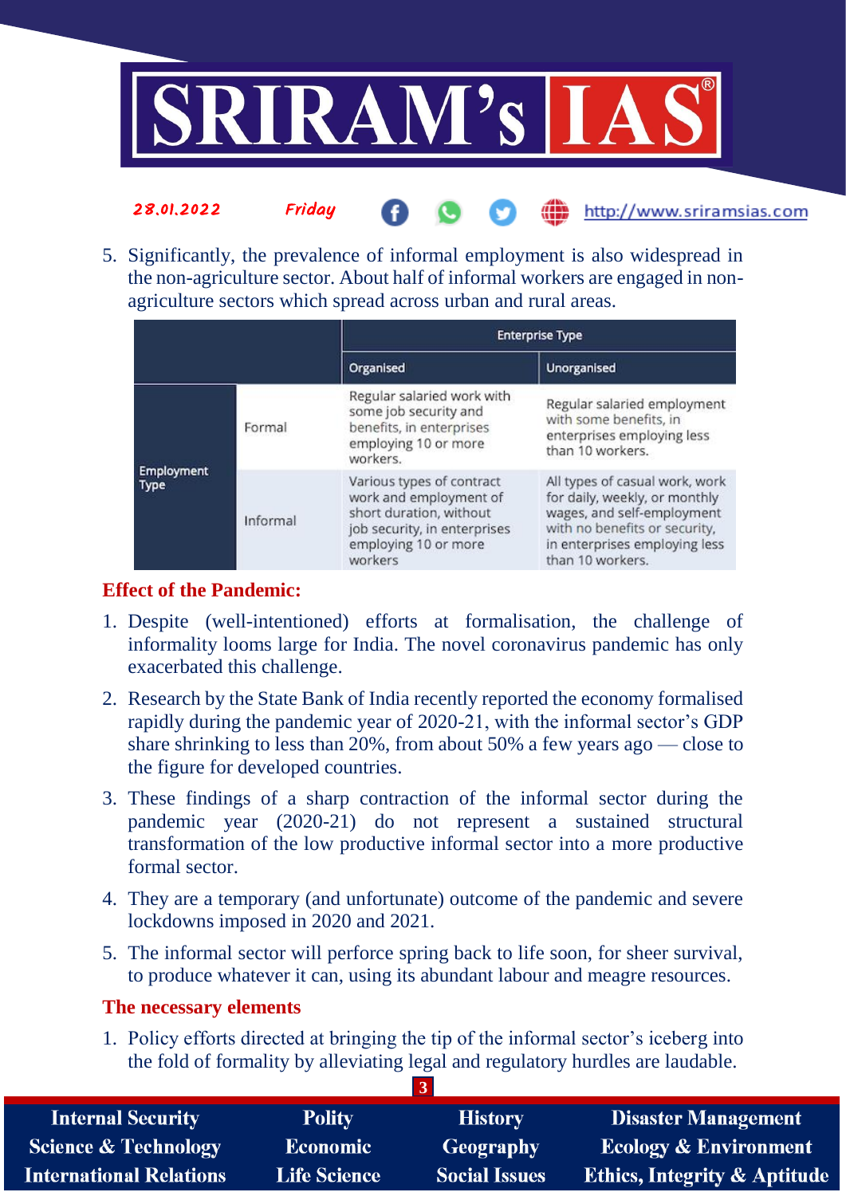5. Significantly, the prevalence of informal employment is also widespread in the non-agriculture sector. About half of informal workers are engaged in non-agriculture sectors which spread across urban and rural areas.

| | | Enterprise Type | |
|---|---|---|---|
| | | Organised | Unorganised |
| Employment Type | Formal | Regular salaried work with some job security and benefits, in enterprises employing 10 or more workers. | Regular salaried employment with some benefits, in enterprises employing less than 10 workers. |
| | Informal | Various types of contract work and employment of short duration, without job security, in enterprises employing 10 or more workers | All types of casual work, work for daily, weekly, or monthly wages, and self-employment with no benefits or security, in enterprises employing less than 10 workers. |

## Effect of the Pandemic:

1. Despite (well-intentioned) efforts at formalisation, the challenge of informality looms large for India. The novel coronavirus pandemic has only exacerbated this challenge.
2. Research by the State Bank of India recently reported the economy formalised rapidly during the pandemic year of 2020-21, with the informal sector's GDP share shrinking to less than 20%, from about 50% a few years ago — close to the figure for developed countries.
3. These findings of a sharp contraction of the informal sector during the pandemic year (2020-21) do not represent a sustained structural transformation of the low productive informal sector into a more productive formal sector.
4. They are a temporary (and unfortunate) outcome of the pandemic and severe lockdowns imposed in 2020 and 2021.
5. The informal sector will perforce spring back to life soon, for sheer survival, to produce whatever it can, using its abundant labour and meagre resources.

## The necessary elements

1. Policy efforts directed at bringing the tip of the informal sector's iceberg into the fold of formality by alleviating legal and regulatory hurdles are laudable.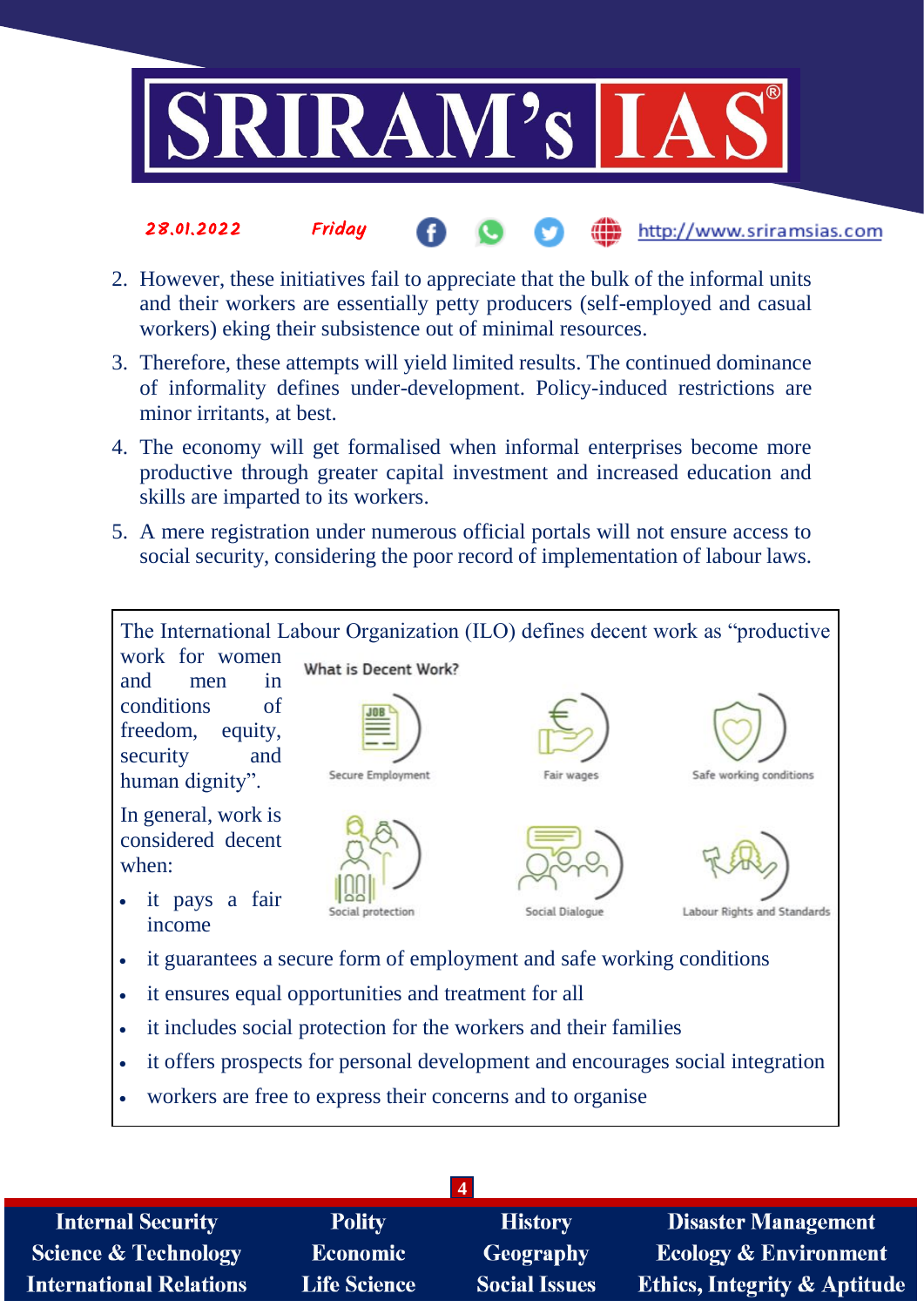2. However, these initiatives fail to appreciate that the bulk of the informal units and their workers are essentially petty producers (self-employed and casual workers) eking their subsistence out of minimal resources.
3. Therefore, these attempts will yield limited results. The continued dominance of informality defines under-development. Policy-induced restrictions are minor irritants, at best.
4. The economy will get formalised when informal enterprises become more productive through greater capital investment and increased education and skills are imparted to its workers.
5. A mere registration under numerous official portals will not ensure access to social security, considering the poor record of implementation of labour laws.

The International Labour Organization (ILO) defines decent work as "productive work for women and men in conditions of freedom, equity, security and human dignity".

What is Decent Work?

Secure Employment

Fair wages

Safe working conditions

Social protection

Social Dialogue

Labour Rights and Standards

In general, work is considered decent when:

- it pays a fair income
- it guarantees a secure form of employment and safe working conditions
- it ensures equal opportunities and treatment for all
- it includes social protection for the workers and their families
- it offers prospects for personal development and encourages social integration
- workers are free to express their concerns and to organise